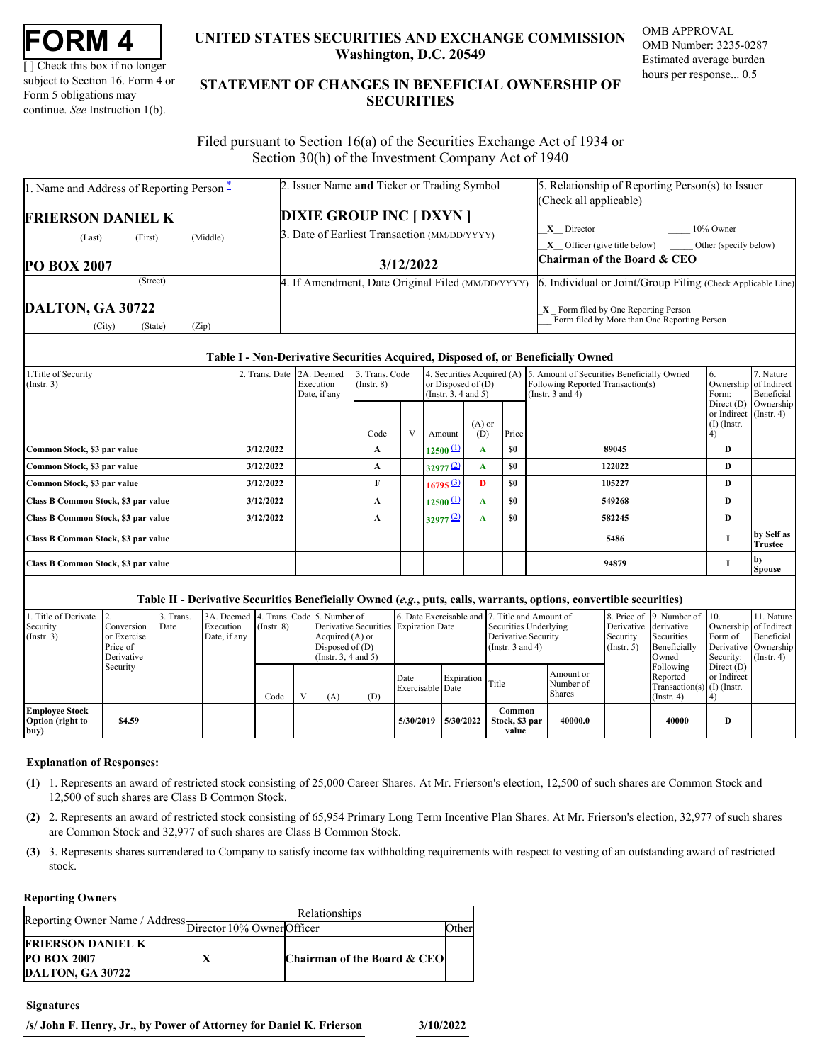# FORM 4

[ ] Check this box if no longer subject to Section 16. Form 4 or Form 5 obligations may continue. *See* Instruction 1(b).

## UNITED STATES SECURITIES AND EXCHANGE COMMISSION
**Washington, D.C. 20549**

## STATEMENT OF CHANGES IN BENEFICIAL OWNERSHIP OF SECURITIES

OMB APPROVAL
OMB Number: 3235-0287
Estimated average burden hours per response... 0.5

Filed pursuant to Section 16(a) of the Securities Exchange Act of 1934 or Section 30(h) of the Investment Company Act of 1940

| | | |
|---|---|---|
| 1. Name and Address of Reporting Person * <br> **FRIERSON DANIEL K** <br> (Last) (First) (Middle) <br> **PO BOX 2007** <br> (Street) <br> **DALTON, GA 30722** <br> (City) (State) (Zip) | 2. Issuer Name **and** Ticker or Trading Symbol <br> **DIXIE GROUP INC [ DXYN ]** <br> 3. Date of Earliest Transaction (MM/DD/YYYY) <br> **3/12/2022** <br> 4. If Amendment, Date Original Filed (MM/DD/YYYY) | 5. Relationship of Reporting Person(s) to Issuer (Check all applicable) <br> _X_ Director _____ 10% Owner <br> _X_ Officer (give title below) _____ Other (specify below) <br> **Chairman of the Board & CEO** <br> 6. Individual or Joint/Group Filing (Check Applicable Line) <br> _X_ Form filed by One Reporting Person <br> ___ Form filed by More than One Reporting Person |

### Table I - Non-Derivative Securities Acquired, Disposed of, or Beneficially Owned

| 1.Title of Security (Instr. 3) | 2. Trans. Date | 2A. Deemed Execution Date, if any | 3. Trans. Code (Instr. 8) | | 4. Securities Acquired (A) or Disposed of (D) (Instr. 3, 4 and 5) | | | 5. Amount of Securities Beneficially Owned Following Reported Transaction(s) (Instr. 3 and 4) | 6. Ownership Form: Direct (D) or Indirect (I) (Instr. 4) | 7. Nature of Indirect Beneficial Ownership (Instr. 4) |
|---|---|---|---|---|---|---|---|---|---|---|
| | | | Code | V | Amount | (A) or (D) | Price | | | |
| **Common Stock, $3 par value** | **3/12/2022** | | **A** | | **12500 (1)** | **A** | **$0** | **89045** | **D** | |
| **Common Stock, $3 par value** | **3/12/2022** | | **A** | | **32977 (2)** | **A** | **$0** | **122022** | **D** | |
| **Common Stock, $3 par value** | **3/12/2022** | | **F** | | **16795 (3)** | **D** | **$0** | **105227** | **D** | |
| **Class B Common Stock, $3 par value** | **3/12/2022** | | **A** | | **12500 (1)** | **A** | **$0** | **549268** | **D** | |
| **Class B Common Stock, $3 par value** | **3/12/2022** | | **A** | | **32977 (2)** | **A** | **$0** | **582245** | **D** | |
| **Class B Common Stock, $3 par value** | | | | | | | | **5486** | **I** | **by Self as Trustee** |
| **Class B Common Stock, $3 par value** | | | | | | | | **94879** | **I** | **by Spouse** |

### Table II - Derivative Securities Beneficially Owned (*e.g.*, puts, calls, warrants, options, convertible securities)

| 1. Title of Derivate Security (Instr. 3) | 2. Conversion or Exercise Price of Derivative Security | 3. Trans. Date | 3A. Deemed Execution Date, if any | 4. Trans. Code (Instr. 8) | | 5. Number of Derivative Securities Acquired (A) or Disposed of (D) (Instr. 3, 4 and 5) | | 6. Date Exercisable and Expiration Date | | 7. Title and Amount of Securities Underlying Derivative Security (Instr. 3 and 4) | | 8. Price of Derivative Security (Instr. 5) | 9. Number of derivative Securities Beneficially Owned Following Reported Transaction(s) (Instr. 4) | 10. Ownership Form of Derivative Security: Direct (D) or Indirect (I) (Instr. 4) | 11. Nature of Indirect Beneficial Ownership (Instr. 4) |
|---|---|---|---|---|---|---|---|---|---|---|---|---|---|---|---|
| | | | | Code | V | (A) | (D) | Date Exercisable | Expiration Date | Title | Amount or Number of Shares | | | | |
| **Employee Stock Option (right to buy)** | **$4.59** | | | | | | | **5/30/2019** | **5/30/2022** | **Common Stock, $3 par value** | **40000.0** | | **40000** | **D** | |

**Explanation of Responses:**

**(1)** 1. Represents an award of restricted stock consisting of 25,000 Career Shares. At Mr. Frierson's election, 12,500 of such shares are Common Stock and 12,500 of such shares are Class B Common Stock.

**(2)** 2. Represents an award of restricted stock consisting of 65,954 Primary Long Term Incentive Plan Shares. At Mr. Frierson's election, 32,977 of such shares are Common Stock and 32,977 of such shares are Class B Common Stock.

**(3)** 3. Represents shares surrendered to Company to satisfy income tax withholding requirements with respect to vesting of an outstanding award of restricted stock.

**Reporting Owners**

| Reporting Owner Name / Address | Relationships | | | |
|---|---|---|---|---|
| | Director | 10% Owner | Officer | Other |
| **FRIERSON DANIEL K** <br> **PO BOX 2007** <br> **DALTON, GA 30722** | **X** | | **Chairman of the Board & CEO** | |

**Signatures**

**/s/ John F. Henry, Jr., by Power of Attorney for Daniel K. Frierson** **3/10/2022**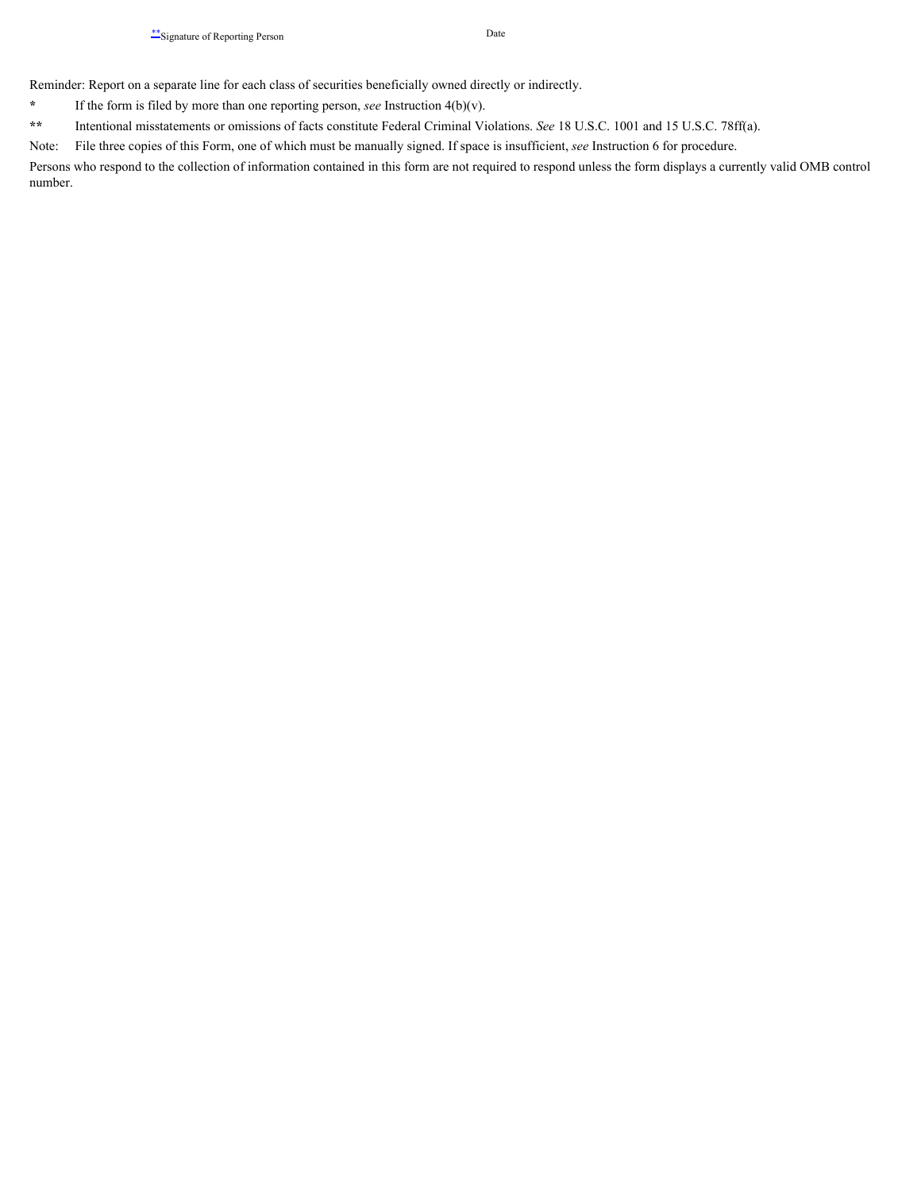| **Signature of Reporting Person | Date |
| --- | --- |

Reminder: Report on a separate line for each class of securities beneficially owned directly or indirectly.

\* If the form is filed by more than one reporting person, *see* Instruction 4(b)(v).

\*\* Intentional misstatements or omissions of facts constitute Federal Criminal Violations. *See* 18 U.S.C. 1001 and 15 U.S.C. 78ff(a).

Note: File three copies of this Form, one of which must be manually signed. If space is insufficient, *see* Instruction 6 for procedure.

Persons who respond to the collection of information contained in this form are not required to respond unless the form displays a currently valid OMB control number.